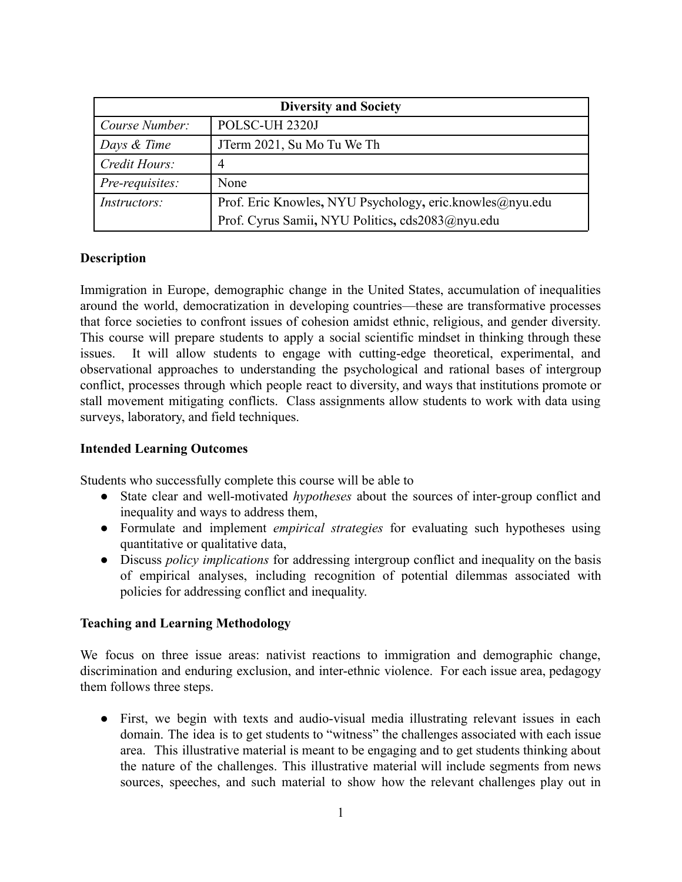| Diversity and Society | |
|---|---|
| *Course Number:* | POLSC-UH 2320J |
| *Days & Time* | JTerm 2021, Su Mo Tu We Th |
| *Credit Hours:* | 4 |
| *Pre-requisites:* | None |
| *Instructors:* | Prof. Eric Knowles**,** NYU Psychology**,** eric.knowles@nyu.edu<br>Prof. Cyrus Samii**,** NYU Politics**,** cds2083@nyu.edu |

**Description**

Immigration in Europe, demographic change in the United States, accumulation of inequalities around the world, democratization in developing countries—these are transformative processes that force societies to confront issues of cohesion amidst ethnic, religious, and gender diversity. This course will prepare students to apply a social scientific mindset in thinking through these issues. It will allow students to engage with cutting-edge theoretical, experimental, and observational approaches to understanding the psychological and rational bases of intergroup conflict, processes through which people react to diversity, and ways that institutions promote or stall movement mitigating conflicts. Class assignments allow students to work with data using surveys, laboratory, and field techniques.

**Intended Learning Outcomes**

Students who successfully complete this course will be able to

- State clear and well-motivated *hypotheses* about the sources of inter-group conflict and inequality and ways to address them,
- Formulate and implement *empirical strategies* for evaluating such hypotheses using quantitative or qualitative data,
- Discuss *policy implications* for addressing intergroup conflict and inequality on the basis of empirical analyses, including recognition of potential dilemmas associated with policies for addressing conflict and inequality.

**Teaching and Learning Methodology**

We focus on three issue areas: nativist reactions to immigration and demographic change, discrimination and enduring exclusion, and inter-ethnic violence. For each issue area, pedagogy them follows three steps.

- First, we begin with texts and audio-visual media illustrating relevant issues in each domain. The idea is to get students to "witness" the challenges associated with each issue area. This illustrative material is meant to be engaging and to get students thinking about the nature of the challenges. This illustrative material will include segments from news sources, speeches, and such material to show how the relevant challenges play out in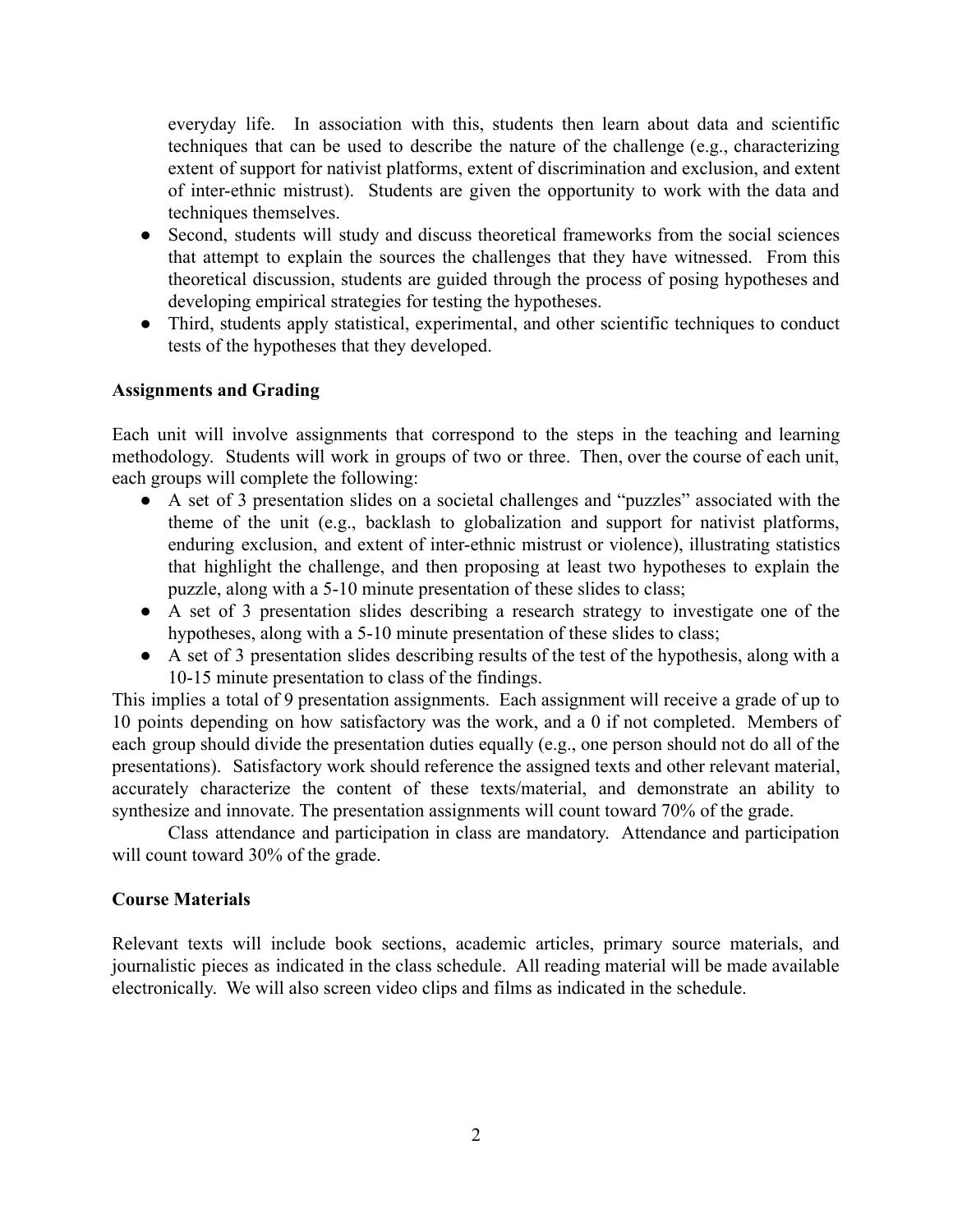everyday life. In association with this, students then learn about data and scientific techniques that can be used to describe the nature of the challenge (e.g., characterizing extent of support for nativist platforms, extent of discrimination and exclusion, and extent of inter-ethnic mistrust). Students are given the opportunity to work with the data and techniques themselves.

- Second, students will study and discuss theoretical frameworks from the social sciences that attempt to explain the sources the challenges that they have witnessed. From this theoretical discussion, students are guided through the process of posing hypotheses and developing empirical strategies for testing the hypotheses.
- Third, students apply statistical, experimental, and other scientific techniques to conduct tests of the hypotheses that they developed.

**Assignments and Grading**

Each unit will involve assignments that correspond to the steps in the teaching and learning methodology. Students will work in groups of two or three. Then, over the course of each unit, each groups will complete the following:

- A set of 3 presentation slides on a societal challenges and "puzzles" associated with the theme of the unit (e.g., backlash to globalization and support for nativist platforms, enduring exclusion, and extent of inter-ethnic mistrust or violence), illustrating statistics that highlight the challenge, and then proposing at least two hypotheses to explain the puzzle, along with a 5-10 minute presentation of these slides to class;
- A set of 3 presentation slides describing a research strategy to investigate one of the hypotheses, along with a 5-10 minute presentation of these slides to class;
- A set of 3 presentation slides describing results of the test of the hypothesis, along with a 10-15 minute presentation to class of the findings.

This implies a total of 9 presentation assignments. Each assignment will receive a grade of up to 10 points depending on how satisfactory was the work, and a 0 if not completed. Members of each group should divide the presentation duties equally (e.g., one person should not do all of the presentations). Satisfactory work should reference the assigned texts and other relevant material, accurately characterize the content of these texts/material, and demonstrate an ability to synthesize and innovate. The presentation assignments will count toward 70% of the grade.

Class attendance and participation in class are mandatory. Attendance and participation will count toward 30% of the grade.

**Course Materials**

Relevant texts will include book sections, academic articles, primary source materials, and journalistic pieces as indicated in the class schedule. All reading material will be made available electronically. We will also screen video clips and films as indicated in the schedule.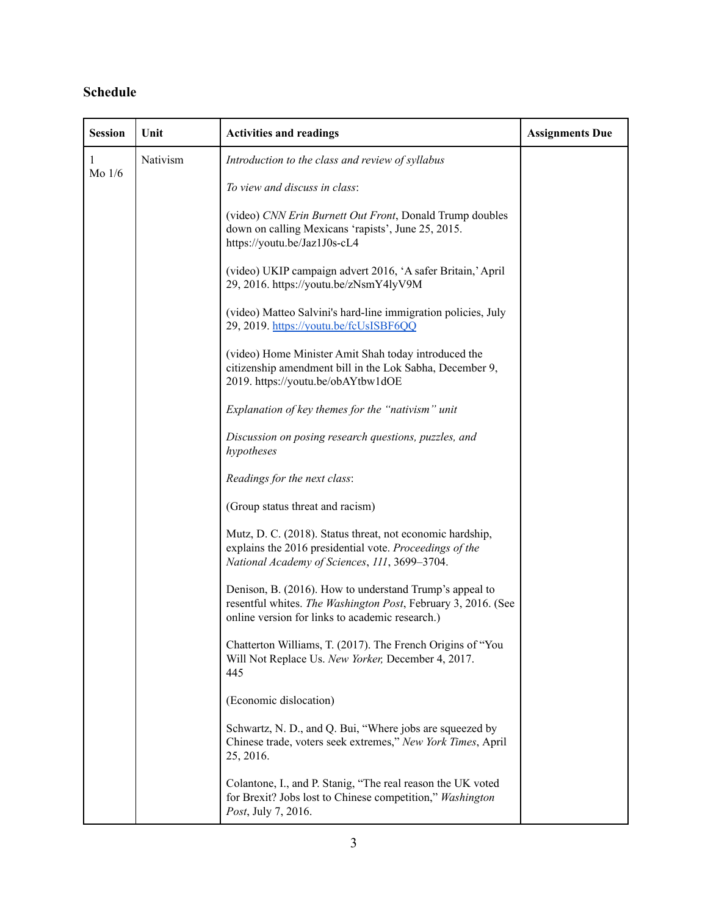## Schedule

| Session | Unit | Activities and readings | Assignments Due |
|---|---|---|---|
| 1<br>Mo 1/6 | Nativism | *Introduction to the class and review of syllabus*<br><br>*To view and discuss in class*:<br><br>(video) *CNN Erin Burnett Out Front*, Donald Trump doubles down on calling Mexicans 'rapists', June 25, 2015. https://youtu.be/Jaz1J0s-cL4<br><br>(video) UKIP campaign advert 2016, 'A safer Britain,' April 29, 2016. https://youtu.be/zNsmY4lyV9M<br><br>(video) Matteo Salvini's hard-line immigration policies, July 29, 2019. https://youtu.be/fcUsISBF6QQ<br><br>(video) Home Minister Amit Shah today introduced the citizenship amendment bill in the Lok Sabha, December 9, 2019. https://youtu.be/obAYtbw1dOE<br><br>*Explanation of key themes for the "nativism" unit*<br><br>*Discussion on posing research questions, puzzles, and hypotheses*<br><br>*Readings for the next class*:<br><br>(Group status threat and racism)<br><br>Mutz, D. C. (2018). Status threat, not economic hardship, explains the 2016 presidential vote. *Proceedings of the National Academy of Sciences*, *111*, 3699–3704.<br><br>Denison, B. (2016). How to understand Trump's appeal to resentful whites. *The Washington Post*, February 3, 2016. (See online version for links to academic research.)<br><br>Chatterton Williams, T. (2017). The French Origins of "You Will Not Replace Us. *New Yorker,* December 4, 2017.<br>445<br><br>(Economic dislocation)<br><br>Schwartz, N. D., and Q. Bui, "Where jobs are squeezed by Chinese trade, voters seek extremes," *New York Times*, April 25, 2016.<br><br>Colantone, I., and P. Stanig, "The real reason the UK voted for Brexit? Jobs lost to Chinese competition," *Washington Post*, July 7, 2016. | |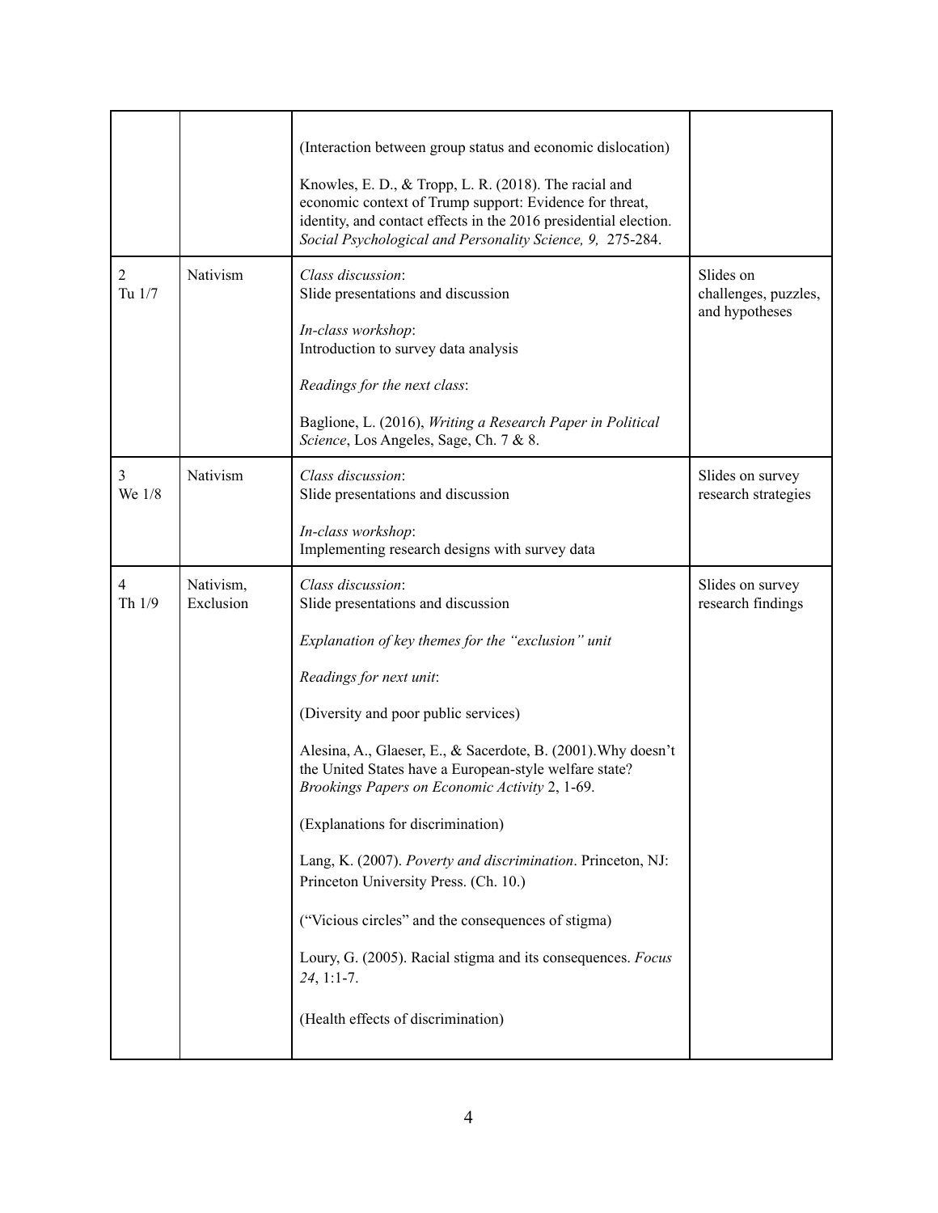| | | | |
|---|---|---|---|
| | | (Interaction between group status and economic dislocation)<br><br>Knowles, E. D., & Tropp, L. R. (2018). The racial and economic context of Trump support: Evidence for threat, identity, and contact effects in the 2016 presidential election. *Social Psychological and Personality Science, 9,* 275-284. | |
| 2<br>Tu 1/7 | Nativism | *Class discussion*:<br>Slide presentations and discussion<br><br>*In-class workshop*:<br>Introduction to survey data analysis<br><br>*Readings for the next class*:<br><br>Baglione, L. (2016), *Writing a Research Paper in Political Science*, Los Angeles, Sage, Ch. 7 & 8. | Slides on challenges, puzzles, and hypotheses |
| 3<br>We 1/8 | Nativism | *Class discussion*:<br>Slide presentations and discussion<br><br>*In-class workshop*:<br>Implementing research designs with survey data | Slides on survey research strategies |
| 4<br>Th 1/9 | Nativism, Exclusion | *Class discussion*:<br>Slide presentations and discussion<br><br>*Explanation of key themes for the "exclusion" unit*<br><br>*Readings for next unit*:<br><br>(Diversity and poor public services)<br><br>Alesina, A., Glaeser, E., & Sacerdote, B. (2001).Why doesn't the United States have a European-style welfare state? *Brookings Papers on Economic Activity* 2, 1-69.<br><br>(Explanations for discrimination)<br><br>Lang, K. (2007). *Poverty and discrimination*. Princeton, NJ: Princeton University Press. (Ch. 10.)<br><br>("Vicious circles" and the consequences of stigma)<br><br>Loury, G. (2005). Racial stigma and its consequences. *Focus 24*, 1:1-7.<br><br>(Health effects of discrimination) | Slides on survey research findings |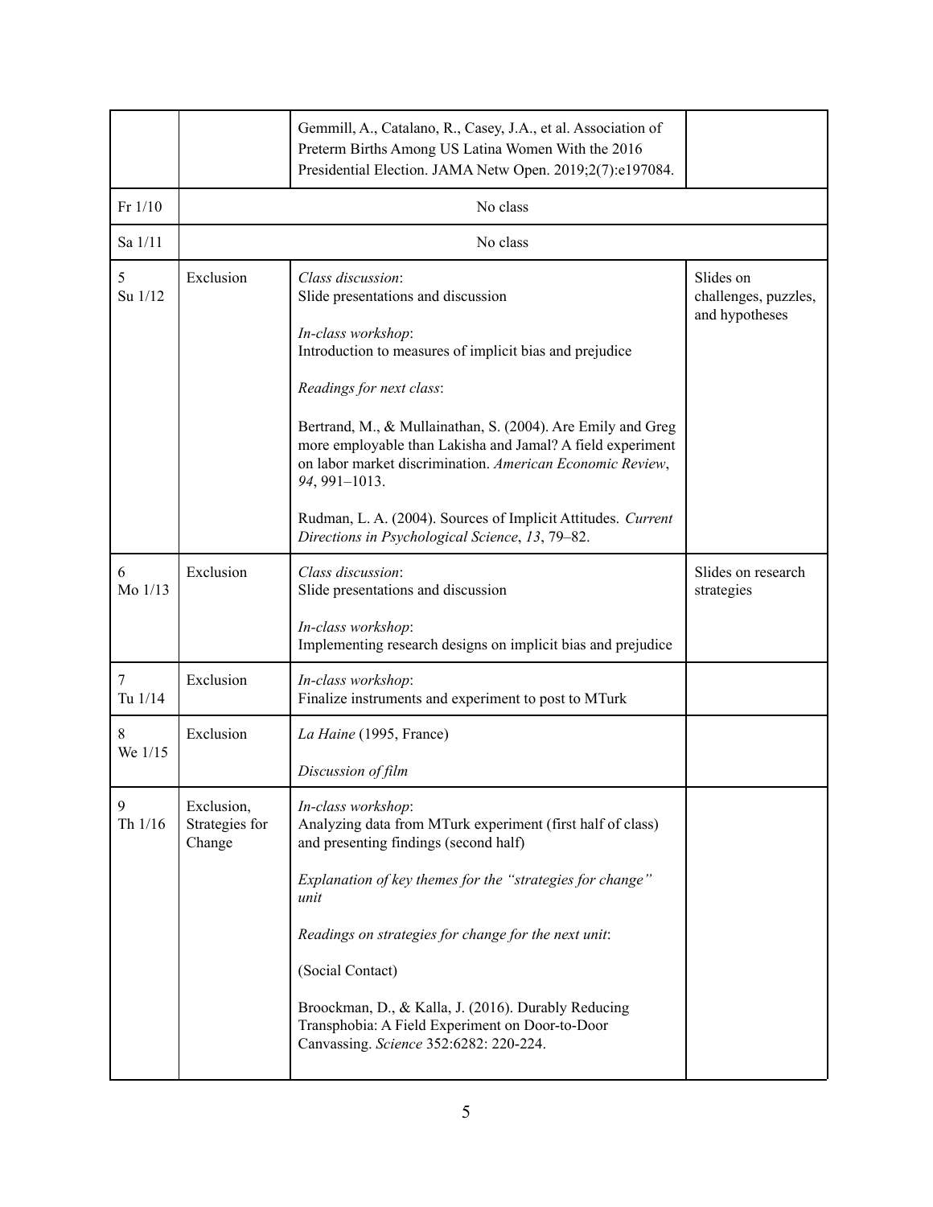| | | | |
|---|---|---|---|
| | | Gemmill, A., Catalano, R., Casey, J.A., et al. Association of Preterm Births Among US Latina Women With the 2016 Presidential Election. JAMA Netw Open. 2019;2(7):e197084. | |
| Fr 1/10 | No class | | |
| Sa 1/11 | No class | | |
| 5<br>Su 1/12 | Exclusion | *Class discussion*:<br>Slide presentations and discussion<br><br>*In-class workshop*:<br>Introduction to measures of implicit bias and prejudice<br><br>*Readings for next class*:<br><br>Bertrand, M., & Mullainathan, S. (2004). Are Emily and Greg more employable than Lakisha and Jamal? A field experiment on labor market discrimination. *American Economic Review*, *94*, 991–1013.<br><br>Rudman, L. A. (2004). Sources of Implicit Attitudes. *Current Directions in Psychological Science*, *13*, 79–82. | Slides on challenges, puzzles, and hypotheses |
| 6<br>Mo 1/13 | Exclusion | *Class discussion*:<br>Slide presentations and discussion<br><br>*In-class workshop*:<br>Implementing research designs on implicit bias and prejudice | Slides on research strategies |
| 7<br>Tu 1/14 | Exclusion | *In-class workshop*:<br>Finalize instruments and experiment to post to MTurk | |
| 8<br>We 1/15 | Exclusion | *La Haine* (1995, France)<br><br>*Discussion of film* | |
| 9<br>Th 1/16 | Exclusion, Strategies for Change | *In-class workshop*:<br>Analyzing data from MTurk experiment (first half of class) and presenting findings (second half)<br><br>*Explanation of key themes for the "strategies for change" unit*<br><br>*Readings on strategies for change for the next unit*:<br><br>(Social Contact)<br><br>Broockman, D., & Kalla, J. (2016). Durably Reducing Transphobia: A Field Experiment on Door-to-Door Canvassing. *Science* 352:6282: 220-224. | |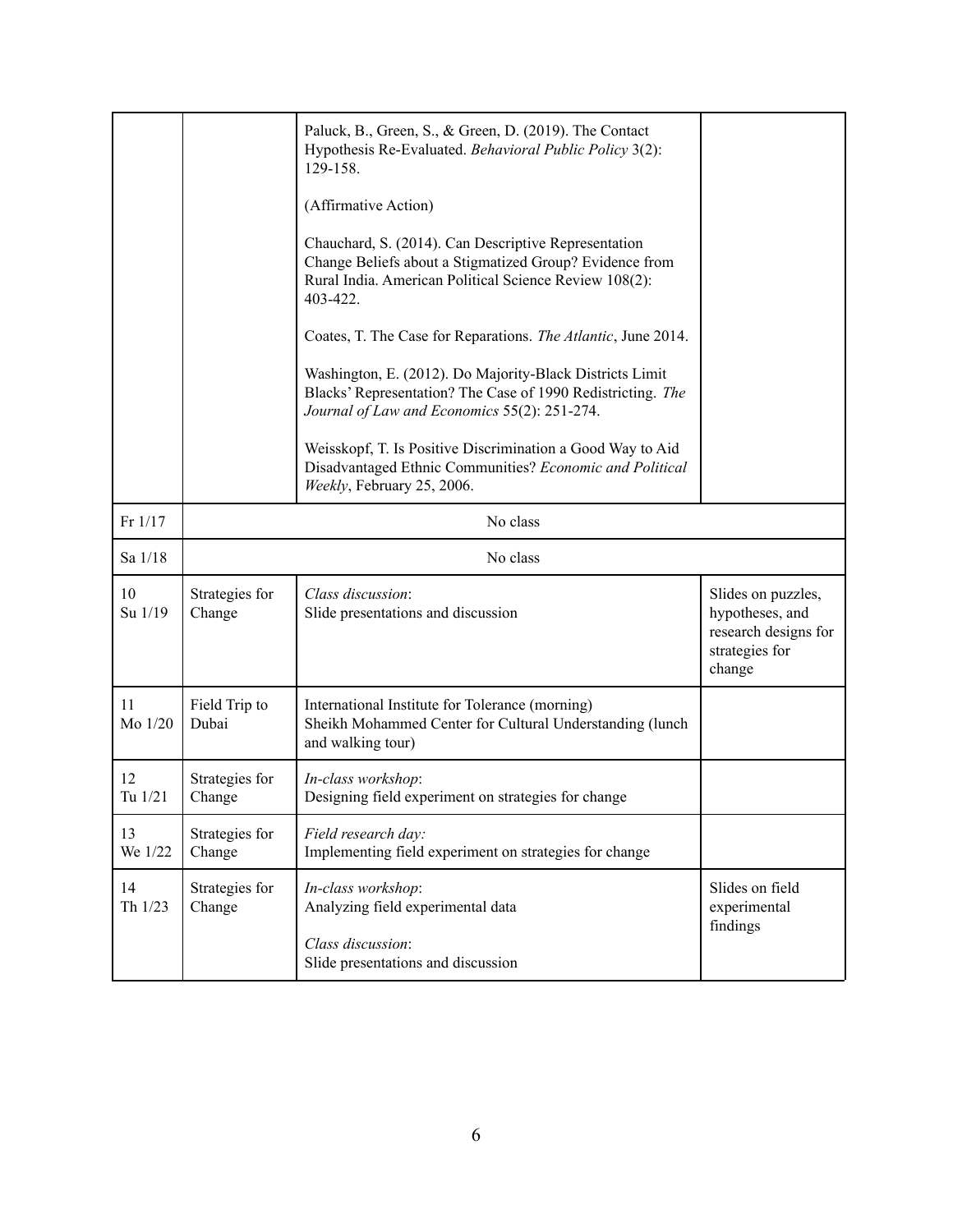| | | | |
|---|---|---|---|
| | | Paluck, B., Green, S., & Green, D. (2019). The Contact Hypothesis Re-Evaluated. *Behavioral Public Policy* 3(2): 129-158.<br><br>(Affirmative Action)<br><br>Chauchard, S. (2014). Can Descriptive Representation Change Beliefs about a Stigmatized Group? Evidence from Rural India. American Political Science Review 108(2): 403-422.<br><br>Coates, T. The Case for Reparations. *The Atlantic*, June 2014.<br><br>Washington, E. (2012). Do Majority-Black Districts Limit Blacks' Representation? The Case of 1990 Redistricting. *The Journal of Law and Economics* 55(2): 251-274.<br><br>Weisskopf, T. Is Positive Discrimination a Good Way to Aid Disadvantaged Ethnic Communities? *Economic and Political Weekly*, February 25, 2006. | |
| Fr 1/17 | No class | | |
| Sa 1/18 | No class | | |
| 10<br>Su 1/19 | Strategies for Change | *Class discussion*:<br>Slide presentations and discussion | Slides on puzzles, hypotheses, and research designs for strategies for change |
| 11<br>Mo 1/20 | Field Trip to Dubai | International Institute for Tolerance (morning)<br>Sheikh Mohammed Center for Cultural Understanding (lunch and walking tour) | |
| 12<br>Tu 1/21 | Strategies for Change | *In-class workshop*:<br>Designing field experiment on strategies for change | |
| 13<br>We 1/22 | Strategies for Change | *Field research day:*<br>Implementing field experiment on strategies for change | |
| 14<br>Th 1/23 | Strategies for Change | *In-class workshop*:<br>Analyzing field experimental data<br><br>*Class discussion*:<br>Slide presentations and discussion | Slides on field experimental findings |